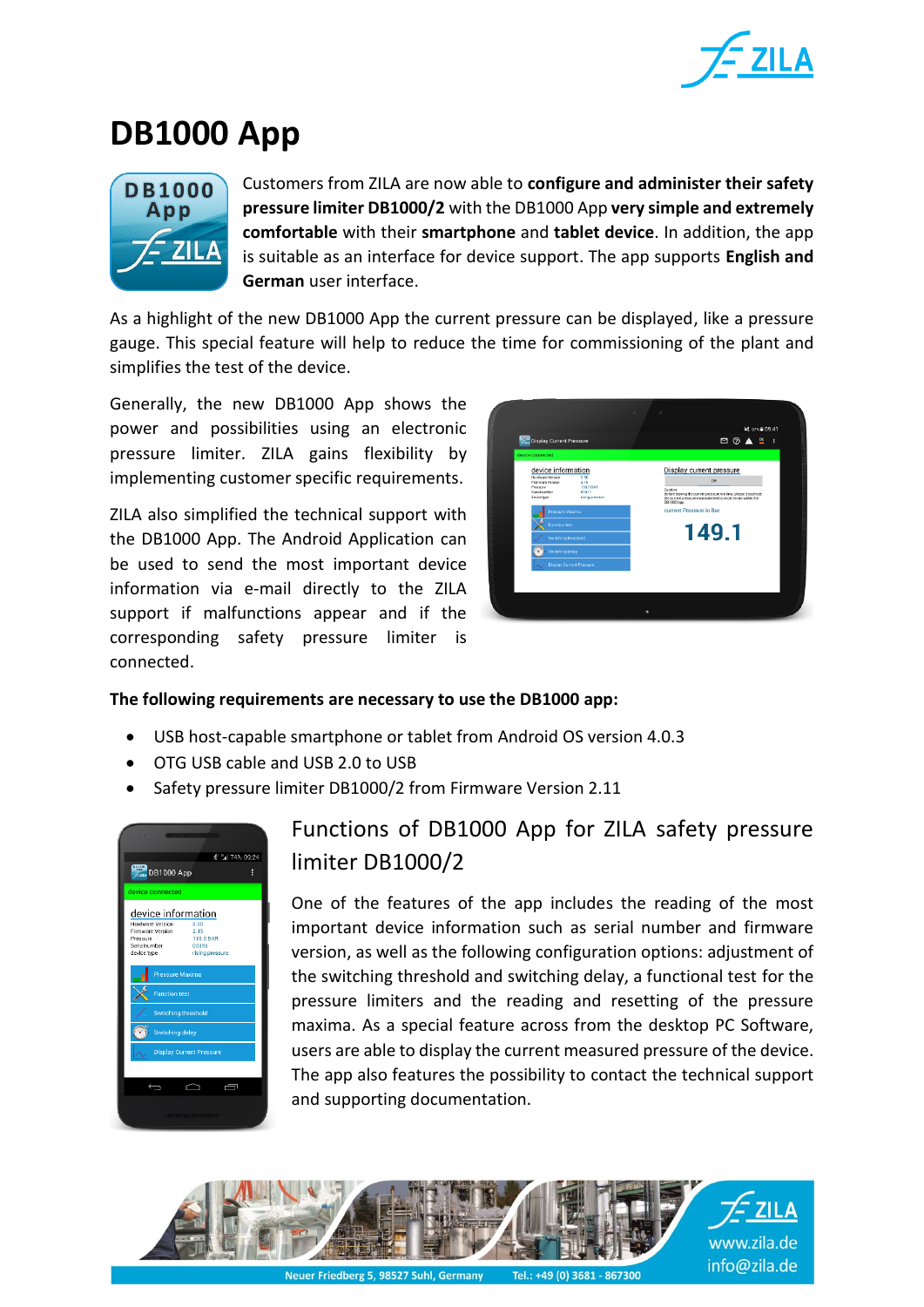# DB1000 App

Customers from ZILA are now able to **configure and administer their safety pressure limiter DB1000/2** with the DB1000 App **very simple and extremely comfortable** with their **smartphone** and **tablet device**. In addition, the app is suitable as an interface for device support. The app supports **English and German** user interface.

As a highlight of the new DB1000 App the current pressure can be displayed, like a pressure gauge. This special feature will help to reduce the time for commissioning of the plant and simplifies the test of the device.

Generally, the new DB1000 App shows the power and possibilities using an electronic pressure limiter. ZILA gains flexibility by implementing customer specific requirements.

ZILA also simplified the technical support with the DB1000 App. The Android Application can be used to send the most important device information via e-mail directly to the ZILA support if malfunctions appear and if the corresponding safety pressure limiter is connected.

**The following requirements are necessary to use the DB1000 app:**

- USB host-capable smartphone or tablet from Android OS version 4.0.3
- OTG USB cable and USB 2.0 to USB
- Safety pressure limiter DB1000/2 from Firmware Version 2.11

## Functions of DB1000 App for ZILA safety pressure limiter DB1000/2

One of the features of the app includes the reading of the most important device information such as serial number and firmware version, as well as the following configuration options: adjustment of the switching threshold and switching delay, a functional test for the pressure limiters and the reading and resetting of the pressure maxima. As a special feature across from the desktop PC Software, users are able to display the current measured pressure of the device. The app also features the possibility to contact the technical support and supporting documentation.

www.zila.de
info@zila.de

Neuer Friedberg 5, 98527 Suhl, Germany Tel.: +49 (0) 3681 - 867300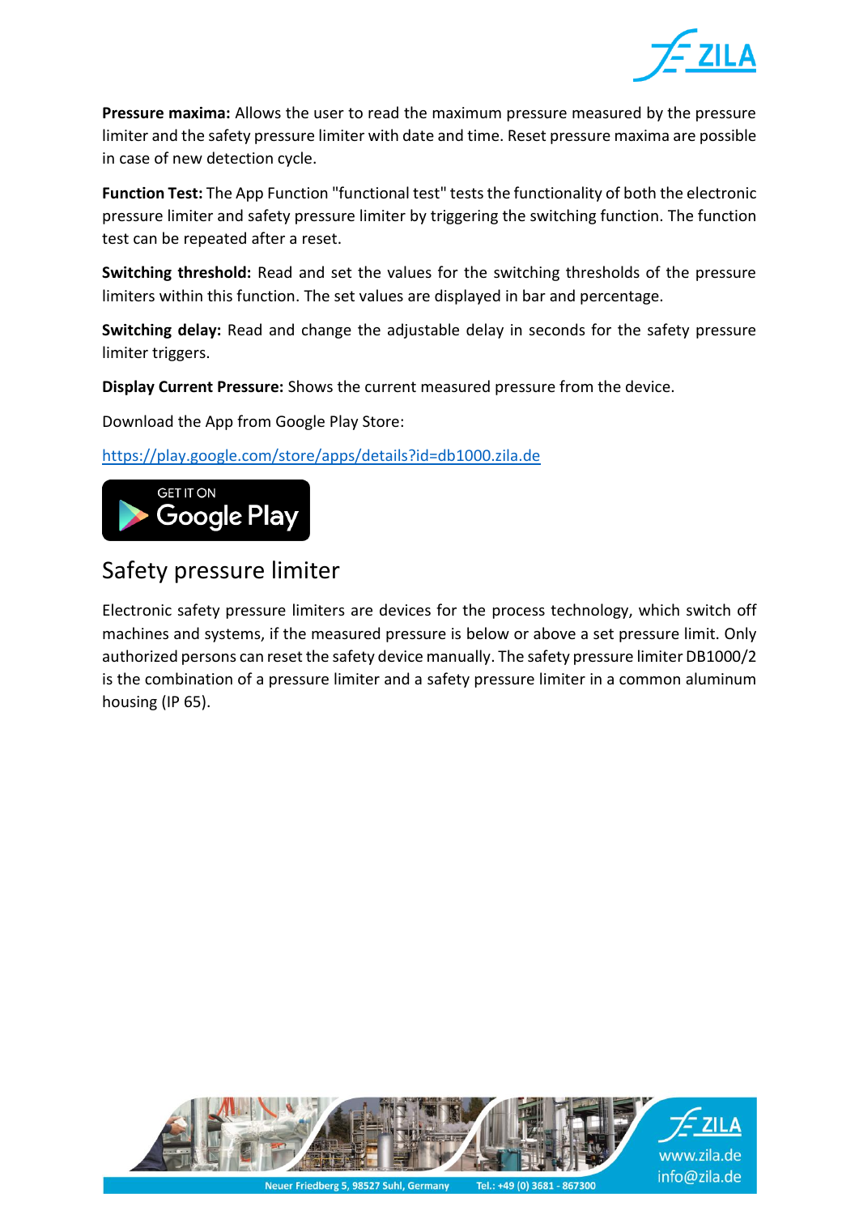**Pressure maxima:** Allows the user to read the maximum pressure measured by the pressure limiter and the safety pressure limiter with date and time. Reset pressure maxima are possible in case of new detection cycle.

**Function Test:** The App Function "functional test" tests the functionality of both the electronic pressure limiter and safety pressure limiter by triggering the switching function. The function test can be repeated after a reset.

**Switching threshold:** Read and set the values for the switching thresholds of the pressure limiters within this function. The set values are displayed in bar and percentage.

**Switching delay:** Read and change the adjustable delay in seconds for the safety pressure limiter triggers.

**Display Current Pressure:** Shows the current measured pressure from the device.

Download the App from Google Play Store:

https://play.google.com/store/apps/details?id=db1000.zila.de

GET IT ON Google Play

## Safety pressure limiter

Electronic safety pressure limiters are devices for the process technology, which switch off machines and systems, if the measured pressure is below or above a set pressure limit. Only authorized persons can reset the safety device manually. The safety pressure limiter DB1000/2 is the combination of a pressure limiter and a safety pressure limiter in a common aluminum housing (IP 65).